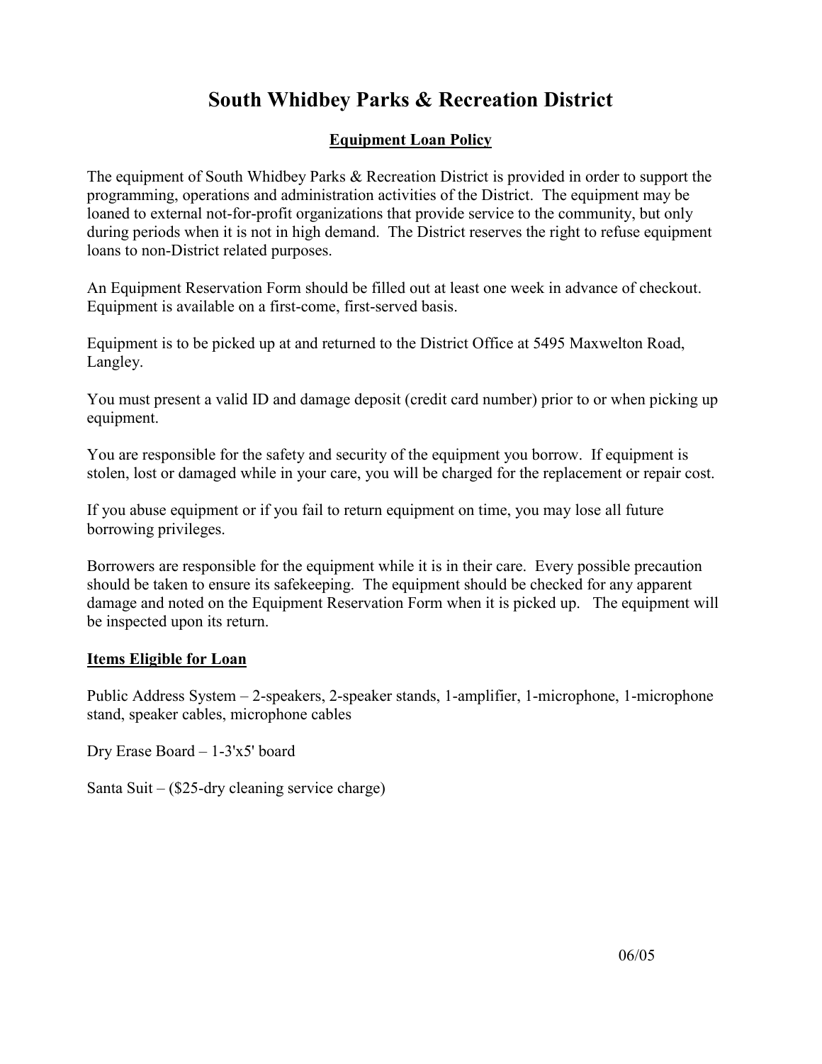# South Whidbey Parks & Recreation District

## Equipment Loan Policy

The equipment of South Whidbey Parks & Recreation District is provided in order to support the programming, operations and administration activities of the District. The equipment may be loaned to external not-for-profit organizations that provide service to the community, but only during periods when it is not in high demand. The District reserves the right to refuse equipment loans to non-District related purposes.

An Equipment Reservation Form should be filled out at least one week in advance of checkout. Equipment is available on a first-come, first-served basis.

Equipment is to be picked up at and returned to the District Office at 5495 Maxwelton Road, Langley.

You must present a valid ID and damage deposit (credit card number) prior to or when picking up equipment.

You are responsible for the safety and security of the equipment you borrow. If equipment is stolen, lost or damaged while in your care, you will be charged for the replacement or repair cost.

If you abuse equipment or if you fail to return equipment on time, you may lose all future borrowing privileges.

Borrowers are responsible for the equipment while it is in their care. Every possible precaution should be taken to ensure its safekeeping. The equipment should be checked for any apparent damage and noted on the Equipment Reservation Form when it is picked up. The equipment will be inspected upon its return.

### Items Eligible for Loan

Public Address System – 2-speakers, 2-speaker stands, 1-amplifier, 1-microphone, 1-microphone stand, speaker cables, microphone cables

Dry Erase Board – 1-3'x5' board

Santa Suit – ($25-dry cleaning service charge)

06/05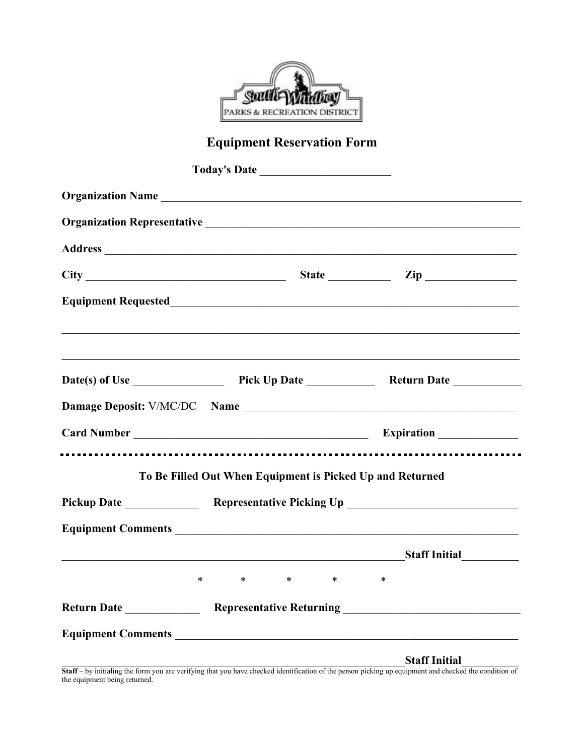SOUTH WHIDBEY PARKS & RECREATION DISTRICT

# Equipment Reservation Form

**Today's Date** _______________________

**Organization Name** _______________________________________________________________

**Organization Representative** _____________________________________________________

**Address** ________________________________________________________________________

**City** ___________________________________ **State** ___________ **Zip** ________________

**Equipment Requested**______________________________________________________________

_______________________________________________________________________________

_______________________________________________________________________________

**Date(s) of Use** ________________ **Pick Up Date** ____________ **Return Date** ____________

**Damage Deposit:** V/MC/DC **Name** _________________________________________________

**Card Number** __________________________________________ **Expiration** ______________

---

**To Be Filled Out When Equipment is Picked Up and Returned**

**Pickup Date** _____________ **Representative Picking Up** ______________________________

**Equipment Comments** _____________________________________________________________

_____________________________________________________________**Staff Initial**__________

\* \* \* \* \*

**Return Date** _____________ **Representative Returning** _______________________________

**Equipment Comments** _____________________________________________________________

_____________________________________________________________**Staff Initial**__________

**Staff** – by initialing the form you are verifying that you have checked identification of the person picking up equipment and checked the condition of the equipment being returned.